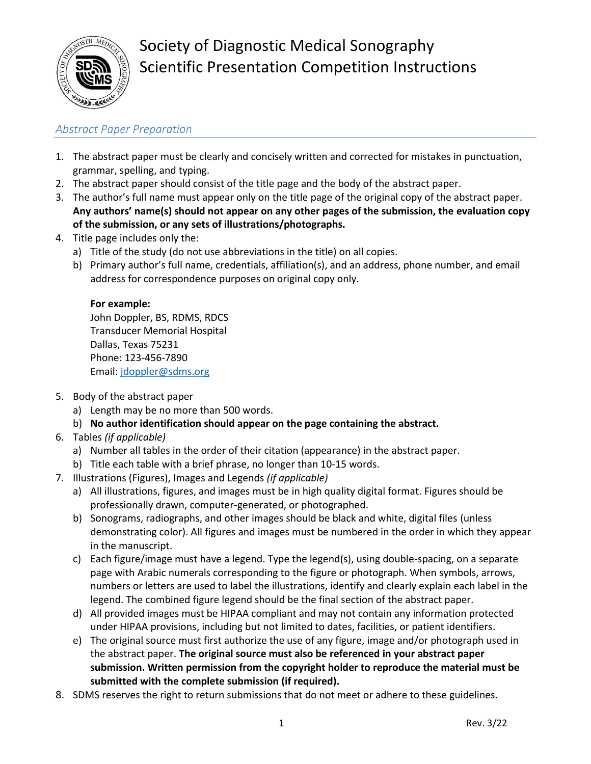# Society of Diagnostic Medical Sonography
# Scientific Presentation Competition Instructions

## *Abstract Paper Preparation*

1. The abstract paper must be clearly and concisely written and corrected for mistakes in punctuation, grammar, spelling, and typing.
2. The abstract paper should consist of the title page and the body of the abstract paper.
3. The author's full name must appear only on the title page of the original copy of the abstract paper. **Any authors' name(s) should not appear on any other pages of the submission, the evaluation copy of the submission, or any sets of illustrations/photographs.**
4. Title page includes only the:
   a) Title of the study (do not use abbreviations in the title) on all copies.
   b) Primary author's full name, credentials, affiliation(s), and an address, phone number, and email address for correspondence purposes on original copy only.

   **For example:**
   John Doppler, BS, RDMS, RDCS
   Transducer Memorial Hospital
   Dallas, Texas 75231
   Phone: 123-456-7890
   Email: jdoppler@sdms.org

5. Body of the abstract paper
   a) Length may be no more than 500 words.
   b) **No author identification should appear on the page containing the abstract.**
6. Tables *(if applicable)*
   a) Number all tables in the order of their citation (appearance) in the abstract paper.
   b) Title each table with a brief phrase, no longer than 10-15 words.
7. Illustrations (Figures), Images and Legends *(if applicable)*
   a) All illustrations, figures, and images must be in high quality digital format. Figures should be professionally drawn, computer-generated, or photographed.
   b) Sonograms, radiographs, and other images should be black and white, digital files (unless demonstrating color). All figures and images must be numbered in the order in which they appear in the manuscript.
   c) Each figure/image must have a legend. Type the legend(s), using double-spacing, on a separate page with Arabic numerals corresponding to the figure or photograph. When symbols, arrows, numbers or letters are used to label the illustrations, identify and clearly explain each label in the legend. The combined figure legend should be the final section of the abstract paper.
   d) All provided images must be HIPAA compliant and may not contain any information protected under HIPAA provisions, including but not limited to dates, facilities, or patient identifiers.
   e) The original source must first authorize the use of any figure, image and/or photograph used in the abstract paper. **The original source must also be referenced in your abstract paper submission. Written permission from the copyright holder to reproduce the material must be submitted with the complete submission (if required).**
8. SDMS reserves the right to return submissions that do not meet or adhere to these guidelines.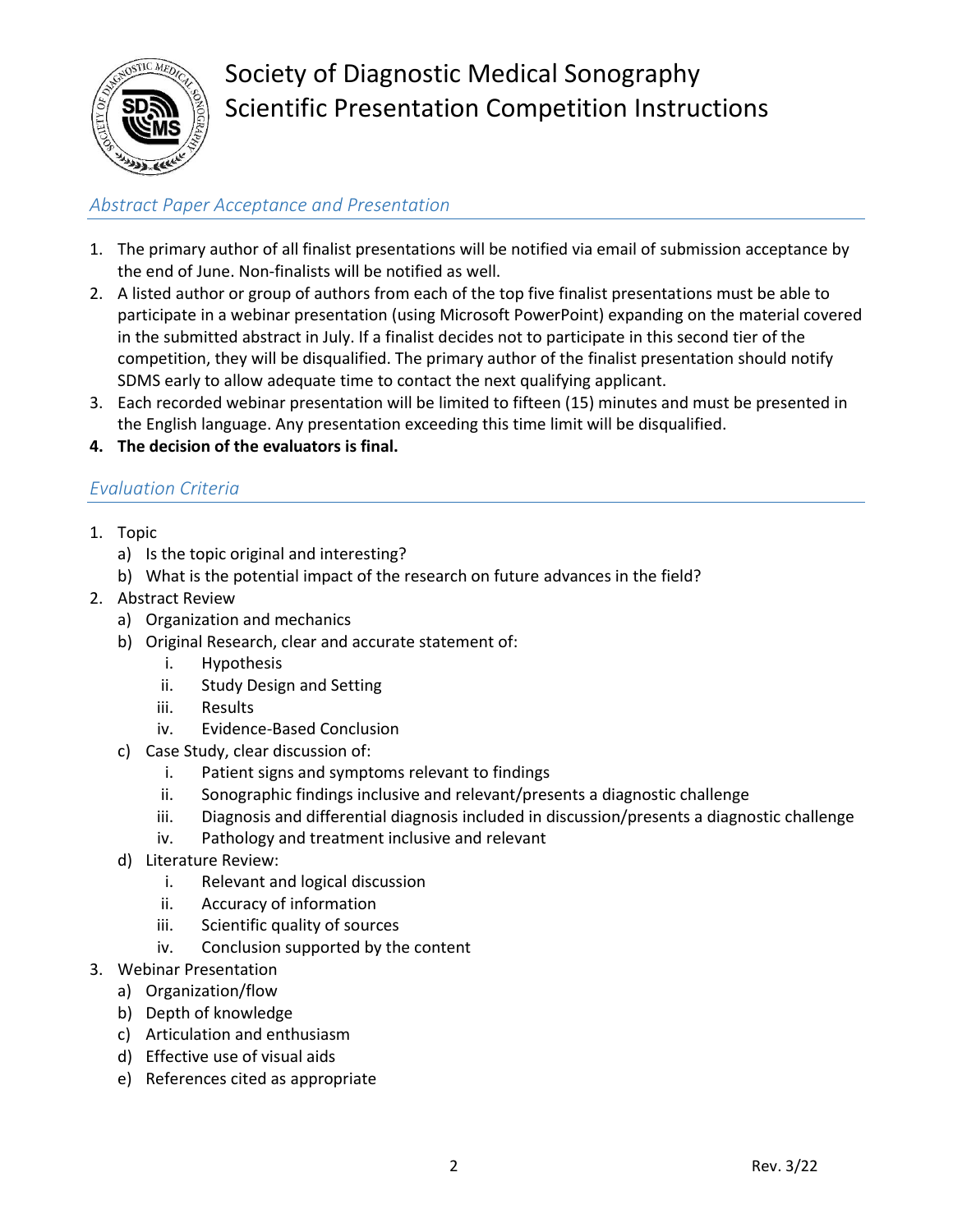# Society of Diagnostic Medical Sonography
# Scientific Presentation Competition Instructions

## *Abstract Paper Acceptance and Presentation*

1. The primary author of all finalist presentations will be notified via email of submission acceptance by the end of June. Non-finalists will be notified as well.
2. A listed author or group of authors from each of the top five finalist presentations must be able to participate in a webinar presentation (using Microsoft PowerPoint) expanding on the material covered in the submitted abstract in July. If a finalist decides not to participate in this second tier of the competition, they will be disqualified. The primary author of the finalist presentation should notify SDMS early to allow adequate time to contact the next qualifying applicant.
3. Each recorded webinar presentation will be limited to fifteen (15) minutes and must be presented in the English language. Any presentation exceeding this time limit will be disqualified.
4. **The decision of the evaluators is final.**

## *Evaluation Criteria*

1. Topic
   a) Is the topic original and interesting?
   b) What is the potential impact of the research on future advances in the field?
2. Abstract Review
   a) Organization and mechanics
   b) Original Research, clear and accurate statement of:
      i. Hypothesis
      ii. Study Design and Setting
      iii. Results
      iv. Evidence-Based Conclusion
   c) Case Study, clear discussion of:
      i. Patient signs and symptoms relevant to findings
      ii. Sonographic findings inclusive and relevant/presents a diagnostic challenge
      iii. Diagnosis and differential diagnosis included in discussion/presents a diagnostic challenge
      iv. Pathology and treatment inclusive and relevant
   d) Literature Review:
      i. Relevant and logical discussion
      ii. Accuracy of information
      iii. Scientific quality of sources
      iv. Conclusion supported by the content
3. Webinar Presentation
   a) Organization/flow
   b) Depth of knowledge
   c) Articulation and enthusiasm
   d) Effective use of visual aids
   e) References cited as appropriate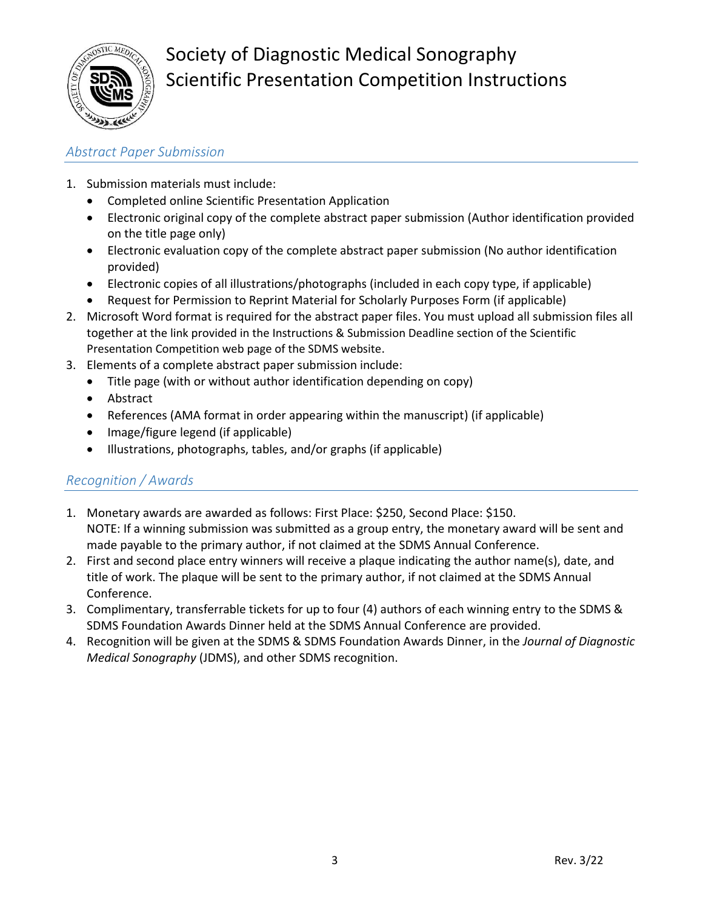# Society of Diagnostic Medical Sonography Scientific Presentation Competition Instructions

## *Abstract Paper Submission*

1. Submission materials must include:
   - Completed online Scientific Presentation Application
   - Electronic original copy of the complete abstract paper submission (Author identification provided on the title page only)
   - Electronic evaluation copy of the complete abstract paper submission (No author identification provided)
   - Electronic copies of all illustrations/photographs (included in each copy type, if applicable)
   - Request for Permission to Reprint Material for Scholarly Purposes Form (if applicable)
2. Microsoft Word format is required for the abstract paper files. You must upload all submission files all together at the link provided in the Instructions & Submission Deadline section of the Scientific Presentation Competition web page of the SDMS website.
3. Elements of a complete abstract paper submission include:
   - Title page (with or without author identification depending on copy)
   - Abstract
   - References (AMA format in order appearing within the manuscript) (if applicable)
   - Image/figure legend (if applicable)
   - Illustrations, photographs, tables, and/or graphs (if applicable)

## *Recognition / Awards*

1. Monetary awards are awarded as follows: First Place: $250, Second Place: $150.
   NOTE: If a winning submission was submitted as a group entry, the monetary award will be sent and made payable to the primary author, if not claimed at the SDMS Annual Conference.
2. First and second place entry winners will receive a plaque indicating the author name(s), date, and title of work. The plaque will be sent to the primary author, if not claimed at the SDMS Annual Conference.
3. Complimentary, transferrable tickets for up to four (4) authors of each winning entry to the SDMS & SDMS Foundation Awards Dinner held at the SDMS Annual Conference are provided.
4. Recognition will be given at the SDMS & SDMS Foundation Awards Dinner, in the *Journal of Diagnostic Medical Sonography* (JDMS), and other SDMS recognition.